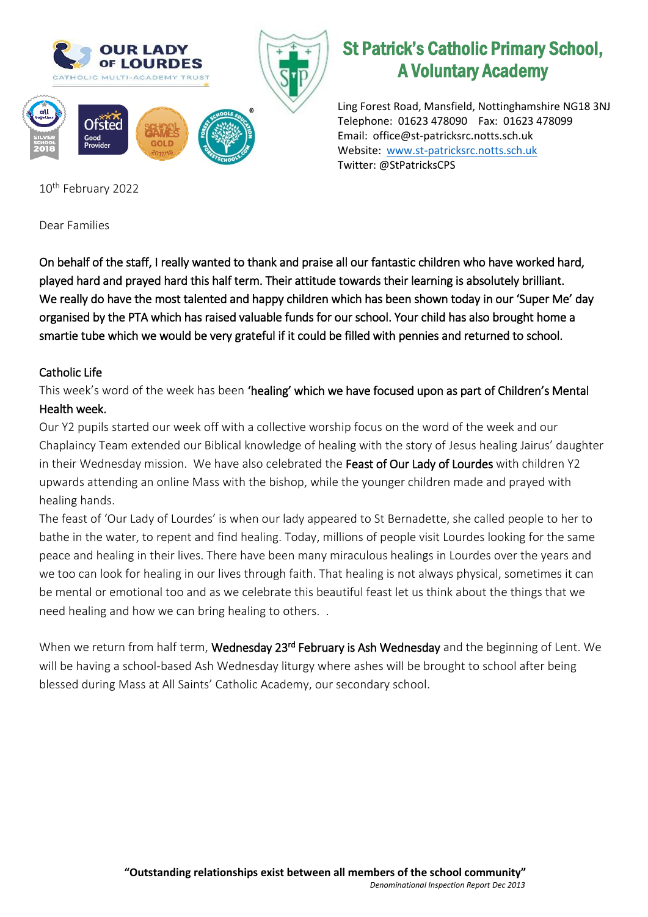# St Patrick's Catholic Primary School, A Voluntary Academy

Ling Forest Road, Mansfield, Nottinghamshire NG18 3NJ
Telephone: 01623 478090 Fax: 01623 478099
Email: office@st-patricksrc.notts.sch.uk
Website: www.st-patricksrc.notts.sch.uk
Twitter: @StPatricksCPS

10th February 2022

Dear Families

On behalf of the staff, I really wanted to thank and praise all our fantastic children who have worked hard, played hard and prayed hard this half term. Their attitude towards their learning is absolutely brilliant. We really do have the most talented and happy children which has been shown today in our 'Super Me' day organised by the PTA which has raised valuable funds for our school. Your child has also brought home a smartie tube which we would be very grateful if it could be filled with pennies and returned to school.

## Catholic Life

This week's word of the week has been 'healing' which we have focused upon as part of Children's Mental Health week.

Our Y2 pupils started our week off with a collective worship focus on the word of the week and our Chaplaincy Team extended our Biblical knowledge of healing with the story of Jesus healing Jairus' daughter in their Wednesday mission. We have also celebrated the Feast of Our Lady of Lourdes with children Y2 upwards attending an online Mass with the bishop, while the younger children made and prayed with healing hands.

The feast of 'Our Lady of Lourdes' is when our lady appeared to St Bernadette, she called people to her to bathe in the water, to repent and find healing. Today, millions of people visit Lourdes looking for the same peace and healing in their lives. There have been many miraculous healings in Lourdes over the years and we too can look for healing in our lives through faith. That healing is not always physical, sometimes it can be mental or emotional too and as we celebrate this beautiful feast let us think about the things that we need healing and how we can bring healing to others. .

When we return from half term, Wednesday 23rd February is Ash Wednesday and the beginning of Lent. We will be having a school-based Ash Wednesday liturgy where ashes will be brought to school after being blessed during Mass at All Saints' Catholic Academy, our secondary school.

**"Outstanding relationships exist between all members of the school community"**
*Denominational Inspection Report Dec 2013*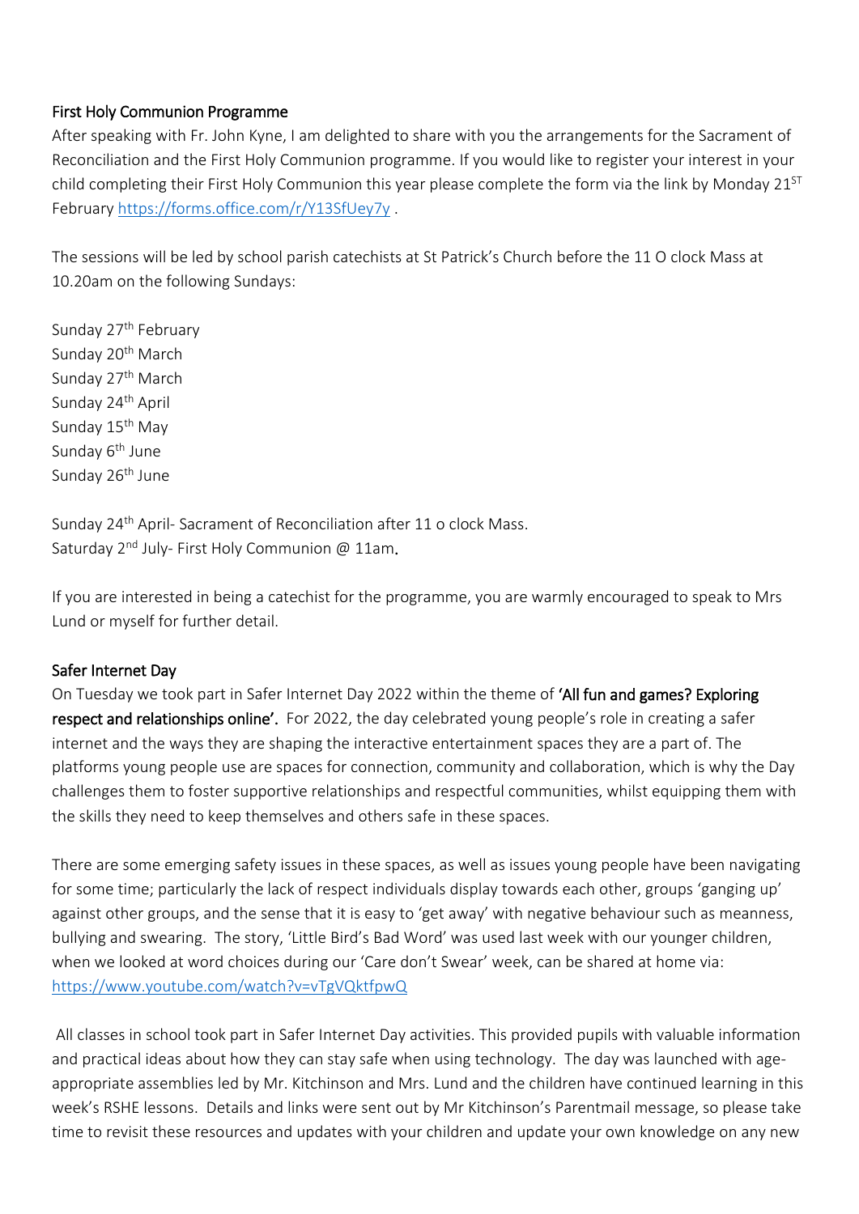## First Holy Communion Programme

After speaking with Fr. John Kyne, I am delighted to share with you the arrangements for the Sacrament of Reconciliation and the First Holy Communion programme. If you would like to register your interest in your child completing their First Holy Communion this year please complete the form via the link by Monday 21ST February https://forms.office.com/r/Y13SfUey7y .

The sessions will be led by school parish catechists at St Patrick's Church before the 11 O clock Mass at 10.20am on the following Sundays:

Sunday 27th February
Sunday 20th March
Sunday 27th March
Sunday 24th April
Sunday 15th May
Sunday 6th June
Sunday 26th June

Sunday 24th April- Sacrament of Reconciliation after 11 o clock Mass.
Saturday 2nd July- First Holy Communion @ 11am.

If you are interested in being a catechist for the programme, you are warmly encouraged to speak to Mrs Lund or myself for further detail.

## Safer Internet Day

On Tuesday we took part in Safer Internet Day 2022 within the theme of **'All fun and games? Exploring respect and relationships online'.** For 2022, the day celebrated young people's role in creating a safer internet and the ways they are shaping the interactive entertainment spaces they are a part of. The platforms young people use are spaces for connection, community and collaboration, which is why the Day challenges them to foster supportive relationships and respectful communities, whilst equipping them with the skills they need to keep themselves and others safe in these spaces.

There are some emerging safety issues in these spaces, as well as issues young people have been navigating for some time; particularly the lack of respect individuals display towards each other, groups 'ganging up' against other groups, and the sense that it is easy to 'get away' with negative behaviour such as meanness, bullying and swearing. The story, 'Little Bird's Bad Word' was used last week with our younger children, when we looked at word choices during our 'Care don't Swear' week, can be shared at home via: https://www.youtube.com/watch?v=vTgVQktfpwQ

All classes in school took part in Safer Internet Day activities. This provided pupils with valuable information and practical ideas about how they can stay safe when using technology. The day was launched with age-appropriate assemblies led by Mr. Kitchinson and Mrs. Lund and the children have continued learning in this week's RSHE lessons. Details and links were sent out by Mr Kitchinson's Parentmail message, so please take time to revisit these resources and updates with your children and update your own knowledge on any new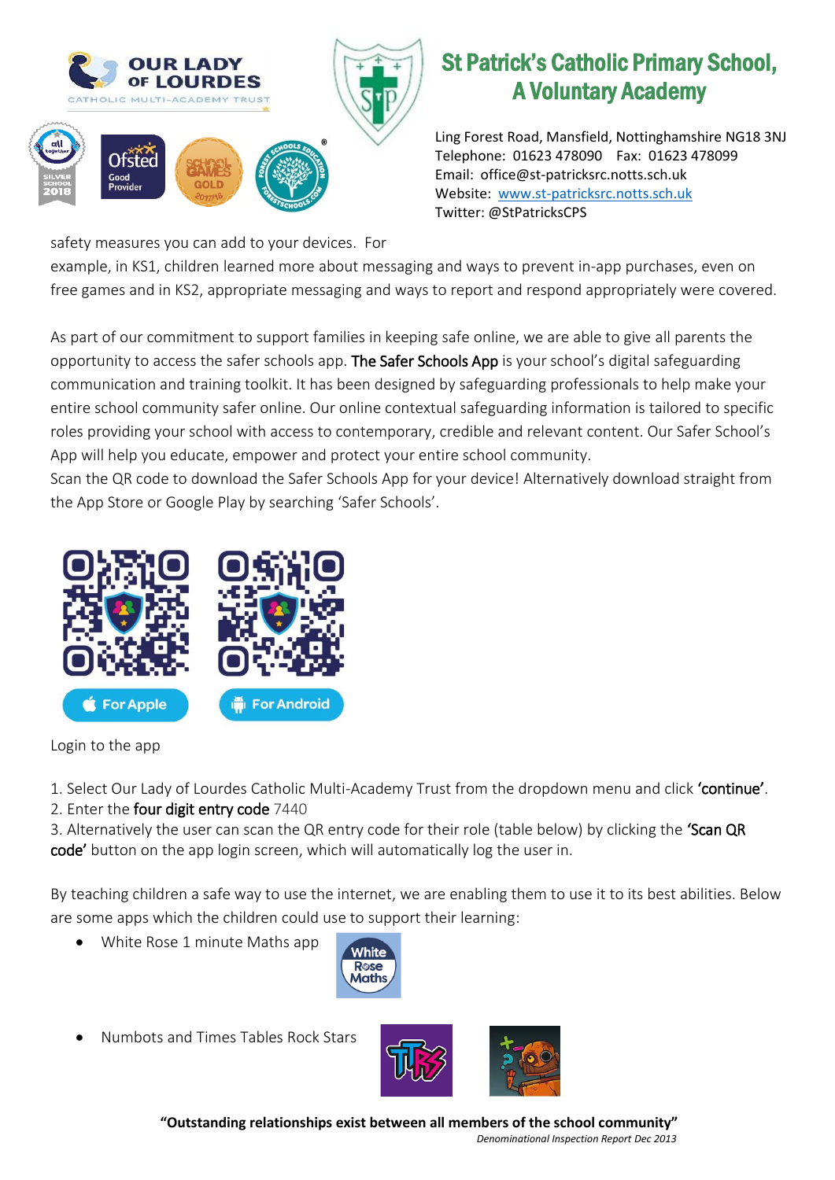# St Patrick's Catholic Primary School, A Voluntary Academy

Ling Forest Road, Mansfield, Nottinghamshire NG18 3NJ
Telephone: 01623 478090 Fax: 01623 478099
Email: office@st-patricksrc.notts.sch.uk
Website: www.st-patricksrc.notts.sch.uk
Twitter: @StPatricksCPS

safety measures you can add to your devices. For example, in KS1, children learned more about messaging and ways to prevent in-app purchases, even on free games and in KS2, appropriate messaging and ways to report and respond appropriately were covered.

As part of our commitment to support families in keeping safe online, we are able to give all parents the opportunity to access the safer schools app. The Safer Schools App is your school's digital safeguarding communication and training toolkit. It has been designed by safeguarding professionals to help make your entire school community safer online. Our online contextual safeguarding information is tailored to specific roles providing your school with access to contemporary, credible and relevant content. Our Safer School's App will help you educate, empower and protect your entire school community.
Scan the QR code to download the Safer Schools App for your device! Alternatively download straight from the App Store or Google Play by searching 'Safer Schools'.

For Apple | For Android

Login to the app

1. Select Our Lady of Lourdes Catholic Multi-Academy Trust from the dropdown menu and click **'continue'**.
2. Enter the **four digit entry code** 7440
3. Alternatively the user can scan the QR entry code for their role (table below) by clicking the **'Scan QR code'** button on the app login screen, which will automatically log the user in.

By teaching children a safe way to use the internet, we are enabling them to use it to its best abilities. Below are some apps which the children could use to support their learning:

- White Rose 1 minute Maths app
- Numbots and Times Tables Rock Stars

**"Outstanding relationships exist between all members of the school community"**
*Denominational Inspection Report Dec 2013*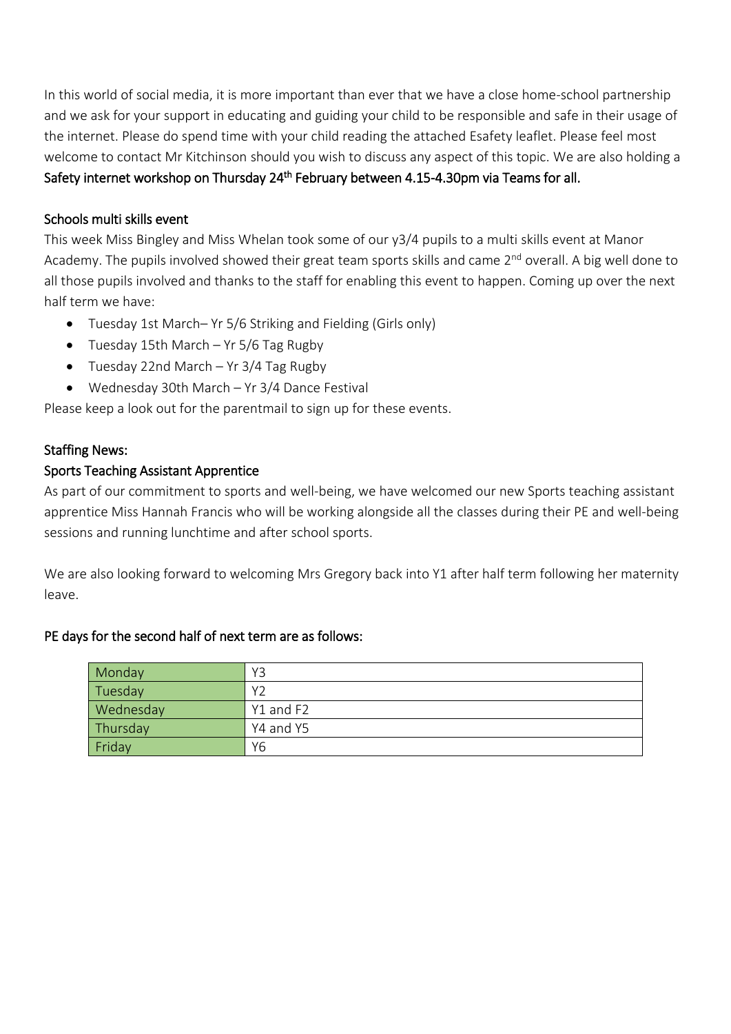In this world of social media, it is more important than ever that we have a close home-school partnership and we ask for your support in educating and guiding your child to be responsible and safe in their usage of the internet. Please do spend time with your child reading the attached Esafety leaflet. Please feel most welcome to contact Mr Kitchinson should you wish to discuss any aspect of this topic. We are also holding a Safety internet workshop on Thursday 24th February between 4.15-4.30pm via Teams for all.

### Schools multi skills event

This week Miss Bingley and Miss Whelan took some of our y3/4 pupils to a multi skills event at Manor Academy. The pupils involved showed their great team sports skills and came 2nd overall. A big well done to all those pupils involved and thanks to the staff for enabling this event to happen. Coming up over the next half term we have:

- Tuesday 1st March– Yr 5/6 Striking and Fielding (Girls only)
- Tuesday 15th March – Yr 5/6 Tag Rugby
- Tuesday 22nd March – Yr 3/4 Tag Rugby
- Wednesday 30th March – Yr 3/4 Dance Festival

Please keep a look out for the parentmail to sign up for these events.

### Staffing News:

### Sports Teaching Assistant Apprentice

As part of our commitment to sports and well-being, we have welcomed our new Sports teaching assistant apprentice Miss Hannah Francis who will be working alongside all the classes during their PE and well-being sessions and running lunchtime and after school sports.

We are also looking forward to welcoming Mrs Gregory back into Y1 after half term following her maternity leave.

### PE days for the second half of next term are as follows:

| Day | Year |
| --- | --- |
| Monday | Y3 |
| Tuesday | Y2 |
| Wednesday | Y1 and F2 |
| Thursday | Y4 and Y5 |
| Friday | Y6 |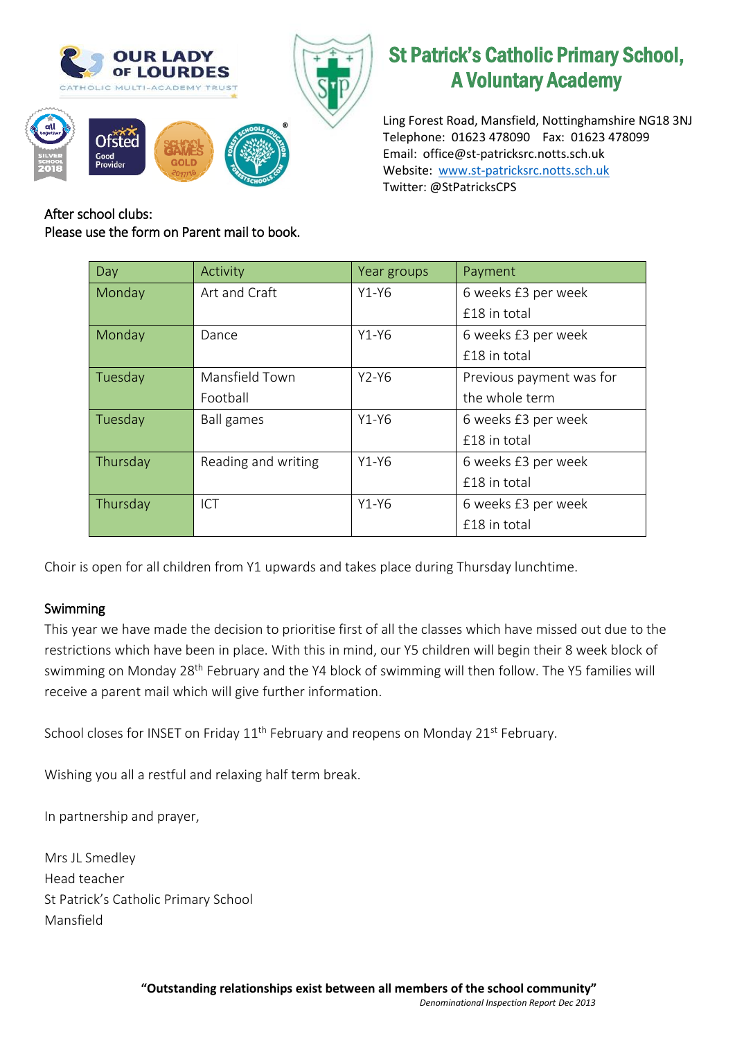# St Patrick's Catholic Primary School, A Voluntary Academy

Ling Forest Road, Mansfield, Nottinghamshire NG18 3NJ
Telephone: 01623 478090 Fax: 01623 478099
Email: office@st-patricksrc.notts.sch.uk
Website: www.st-patricksrc.notts.sch.uk
Twitter: @StPatricksCPS

After school clubs:
Please use the form on Parent mail to book.

| Day | Activity | Year groups | Payment |
|---|---|---|---|
| Monday | Art and Craft | Y1-Y6 | 6 weeks £3 per week £18 in total |
| Monday | Dance | Y1-Y6 | 6 weeks £3 per week £18 in total |
| Tuesday | Mansfield Town Football | Y2-Y6 | Previous payment was for the whole term |
| Tuesday | Ball games | Y1-Y6 | 6 weeks £3 per week £18 in total |
| Thursday | Reading and writing | Y1-Y6 | 6 weeks £3 per week £18 in total |
| Thursday | ICT | Y1-Y6 | 6 weeks £3 per week £18 in total |

Choir is open for all children from Y1 upwards and takes place during Thursday lunchtime.

## Swimming

This year we have made the decision to prioritise first of all the classes which have missed out due to the restrictions which have been in place. With this in mind, our Y5 children will begin their 8 week block of swimming on Monday 28th February and the Y4 block of swimming will then follow. The Y5 families will receive a parent mail which will give further information.

School closes for INSET on Friday 11th February and reopens on Monday 21st February.

Wishing you all a restful and relaxing half term break.

In partnership and prayer,

Mrs JL Smedley
Head teacher
St Patrick's Catholic Primary School
Mansfield

**"Outstanding relationships exist between all members of the school community"**
*Denominational Inspection Report Dec 2013*